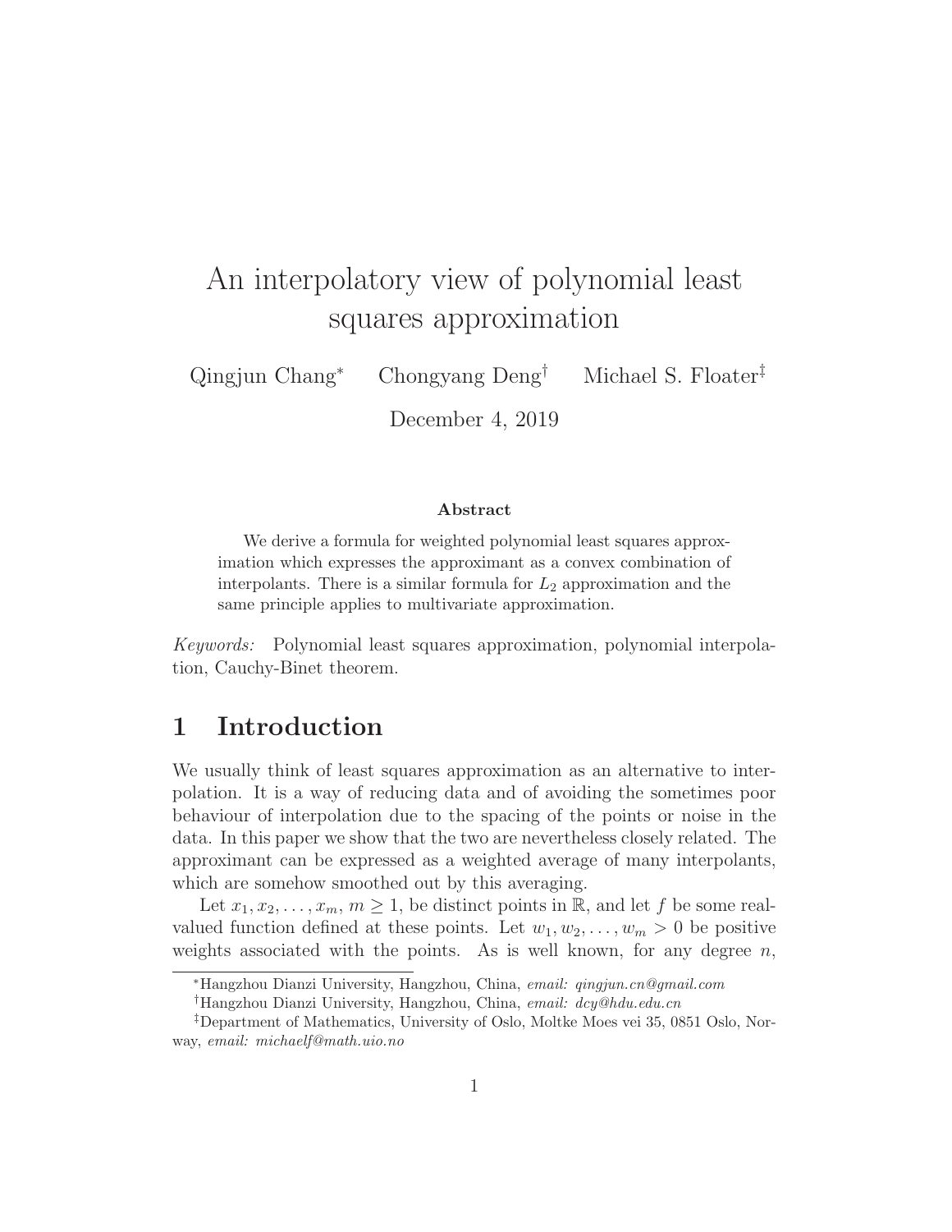# An interpolatory view of polynomial least squares approximation

Qingjun Chang[*] Chongyang Deng[†] Michael S. Floater[‡]

December 4, 2019

**Abstract**

We derive a formula for weighted polynomial least squares approximation which expresses the approximant as a convex combination of interpolants. There is a similar formula for $L_2$ approximation and the same principle applies to multivariate approximation.

*Keywords:* Polynomial least squares approximation, polynomial interpolation, Cauchy-Binet theorem.

## 1 Introduction

We usually think of least squares approximation as an alternative to interpolation. It is a way of reducing data and of avoiding the sometimes poor behaviour of interpolation due to the spacing of the points or noise in the data. In this paper we show that the two are nevertheless closely related. The approximant can be expressed as a weighted average of many interpolants, which are somehow smoothed out by this averaging.

Let $x_1, x_2, \ldots, x_m$, $m \geq 1$, be distinct points in $\mathbb{R}$, and let $f$ be some real-valued function defined at these points. Let $w_1, w_2, \ldots, w_m > 0$ be positive weights associated with the points. As is well known, for any degree $n$,

---

[*] Hangzhou Dianzi University, Hangzhou, China, *email: qingjun.cn@gmail.com*

[†] Hangzhou Dianzi University, Hangzhou, China, *email: dcy@hdu.edu.cn*

[‡] Department of Mathematics, University of Oslo, Moltke Moes vei 35, 0851 Oslo, Norway, *email: michaelf@math.uio.no*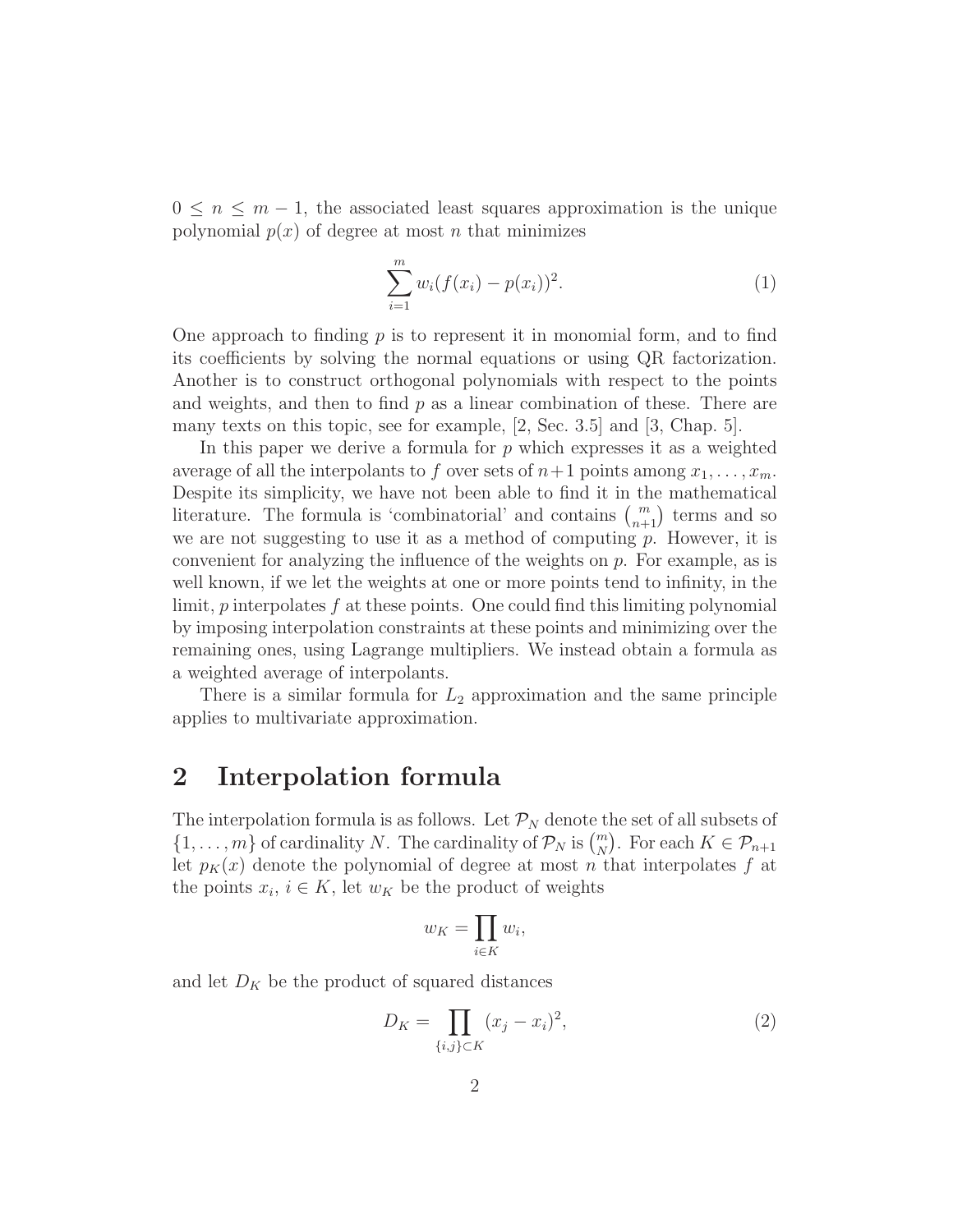$0 \le n \le m-1$, the associated least squares approximation is the unique polynomial $p(x)$ of degree at most $n$ that minimizes

$$\sum_{i=1}^{m} w_i (f(x_i) - p(x_i))^2. \tag{1}$$

One approach to finding $p$ is to represent it in monomial form, and to find its coefficients by solving the normal equations or using QR factorization. Another is to construct orthogonal polynomials with respect to the points and weights, and then to find $p$ as a linear combination of these. There are many texts on this topic, see for example, [2, Sec. 3.5] and [3, Chap. 5].

In this paper we derive a formula for $p$ which expresses it as a weighted average of all the interpolants to $f$ over sets of $n+1$ points among $x_1, \ldots, x_m$. Despite its simplicity, we have not been able to find it in the mathematical literature. The formula is 'combinatorial' and contains $\binom{m}{n+1}$ terms and so we are not suggesting to use it as a method of computing $p$. However, it is convenient for analyzing the influence of the weights on $p$. For example, as is well known, if we let the weights at one or more points tend to infinity, in the limit, $p$ interpolates $f$ at these points. One could find this limiting polynomial by imposing interpolation constraints at these points and minimizing over the remaining ones, using Lagrange multipliers. We instead obtain a formula as a weighted average of interpolants.

There is a similar formula for $L_2$ approximation and the same principle applies to multivariate approximation.

## 2 Interpolation formula

The interpolation formula is as follows. Let $\mathcal{P}_N$ denote the set of all subsets of $\{1, \ldots, m\}$ of cardinality $N$. The cardinality of $\mathcal{P}_N$ is $\binom{m}{N}$. For each $K \in \mathcal{P}_{n+1}$ let $p_K(x)$ denote the polynomial of degree at most $n$ that interpolates $f$ at the points $x_i$, $i \in K$, let $w_K$ be the product of weights

$$w_K = \prod_{i \in K} w_i,$$

and let $D_K$ be the product of squared distances

$$D_K = \prod_{\{i,j\} \subset K} (x_j - x_i)^2, \tag{2}$$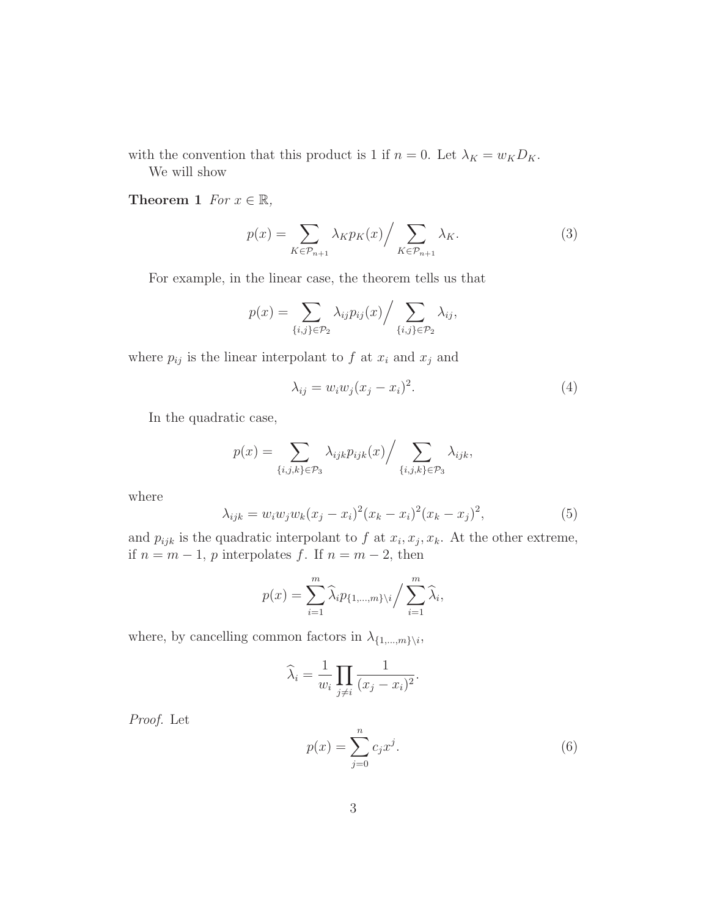with the convention that this product is 1 if $n = 0$. Let $\lambda_K = w_K D_K$.

We will show

**Theorem 1** *For* $x \in \mathbb{R}$*,*

$$p(x) = \sum_{K \in \mathcal{P}_{n+1}} \lambda_K p_K(x) \Big/ \sum_{K \in \mathcal{P}_{n+1}} \lambda_K. \tag{3}$$

For example, in the linear case, the theorem tells us that

$$p(x) = \sum_{\{i,j\} \in \mathcal{P}_2} \lambda_{ij} p_{ij}(x) \Big/ \sum_{\{i,j\} \in \mathcal{P}_2} \lambda_{ij},$$

where $p_{ij}$ is the linear interpolant to $f$ at $x_i$ and $x_j$ and

$$\lambda_{ij} = w_i w_j (x_j - x_i)^2. \tag{4}$$

In the quadratic case,

$$p(x) = \sum_{\{i,j,k\} \in \mathcal{P}_3} \lambda_{ijk} p_{ijk}(x) \Big/ \sum_{\{i,j,k\} \in \mathcal{P}_3} \lambda_{ijk},$$

where

$$\lambda_{ijk} = w_i w_j w_k (x_j - x_i)^2 (x_k - x_i)^2 (x_k - x_j)^2, \tag{5}$$

and $p_{ijk}$ is the quadratic interpolant to $f$ at $x_i, x_j, x_k$. At the other extreme, if $n = m - 1$, $p$ interpolates $f$. If $n = m - 2$, then

$$p(x) = \sum_{i=1}^{m} \widehat{\lambda}_i p_{\{1,\ldots,m\} \setminus i} \Big/ \sum_{i=1}^{m} \widehat{\lambda}_i,$$

where, by cancelling common factors in $\lambda_{\{1,\ldots,m\} \setminus i}$,

$$\widehat{\lambda}_i = \frac{1}{w_i} \prod_{j \neq i} \frac{1}{(x_j - x_i)^2}.$$

*Proof.* Let

$$p(x) = \sum_{j=0}^{n} c_j x^j. \tag{6}$$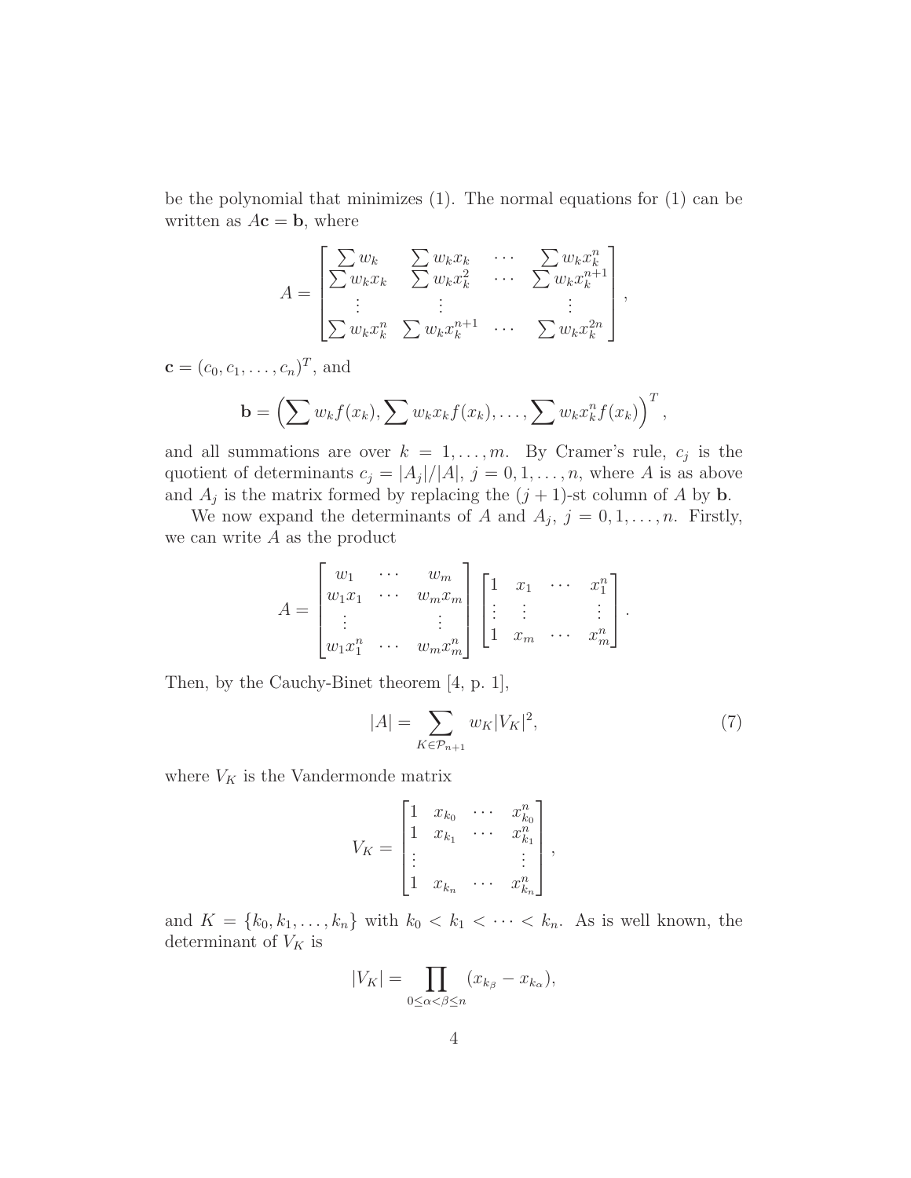be the polynomial that minimizes (1). The normal equations for (1) can be written as $A\mathbf{c} = \mathbf{b}$, where

$$A = \begin{bmatrix} \sum w_k & \sum w_k x_k & \cdots & \sum w_k x_k^n \\ \sum w_k x_k & \sum w_k x_k^2 & \cdots & \sum w_k x_k^{n+1} \\ \vdots & \vdots & & \vdots \\ \sum w_k x_k^n & \sum w_k x_k^{n+1} & \cdots & \sum w_k x_k^{2n} \end{bmatrix},$$

$\mathbf{c} = (c_0, c_1, \ldots, c_n)^T$, and

$$\mathbf{b} = \left( \sum w_k f(x_k), \sum w_k x_k f(x_k), \ldots, \sum w_k x_k^n f(x_k) \right)^T,$$

and all summations are over $k = 1, \ldots, m$. By Cramer's rule, $c_j$ is the quotient of determinants $c_j = |A_j|/|A|$, $j = 0, 1, \ldots, n$, where $A$ is as above and $A_j$ is the matrix formed by replacing the $(j+1)$-st column of $A$ by $\mathbf{b}$.

We now expand the determinants of $A$ and $A_j$, $j = 0, 1, \ldots, n$. Firstly, we can write $A$ as the product

$$A = \begin{bmatrix} w_1 & \cdots & w_m \\ w_1 x_1 & \cdots & w_m x_m \\ \vdots & & \vdots \\ w_1 x_1^n & \cdots & w_m x_m^n \end{bmatrix} \begin{bmatrix} 1 & x_1 & \cdots & x_1^n \\ \vdots & \vdots & & \vdots \\ 1 & x_m & \cdots & x_m^n \end{bmatrix}.$$

Then, by the Cauchy-Binet theorem [4, p. 1],

$$|A| = \sum_{K \in \mathcal{P}_{n+1}} w_K |V_K|^2, \tag{7}$$

where $V_K$ is the Vandermonde matrix

$$V_K = \begin{bmatrix} 1 & x_{k_0} & \cdots & x_{k_0}^n \\ 1 & x_{k_1} & \cdots & x_{k_1}^n \\ \vdots & & & \vdots \\ 1 & x_{k_n} & \cdots & x_{k_n}^n \end{bmatrix},$$

and $K = \{k_0, k_1, \ldots, k_n\}$ with $k_0 < k_1 < \cdots < k_n$. As is well known, the determinant of $V_K$ is

$$|V_K| = \prod_{0 \le \alpha < \beta \le n} (x_{k_\beta} - x_{k_\alpha}),$$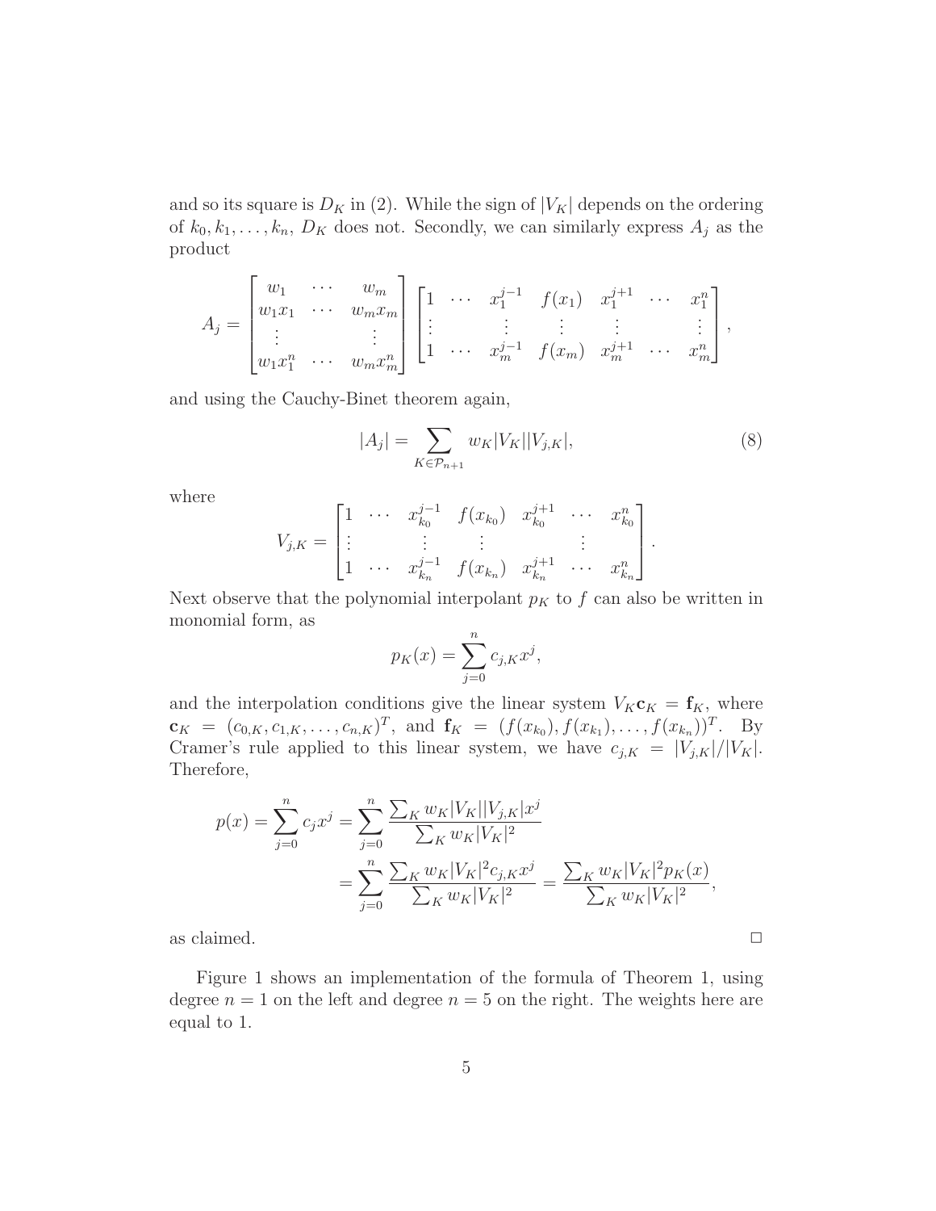and so its square is $D_K$ in (2). While the sign of $|V_K|$ depends on the ordering of $k_0, k_1, \ldots, k_n$, $D_K$ does not. Secondly, we can similarly express $A_j$ as the product

$$
A_j = \begin{bmatrix} w_1 & \cdots & w_m \\ w_1 x_1 & \cdots & w_m x_m \\ \vdots & & \vdots \\ w_1 x_1^n & \cdots & w_m x_m^n \end{bmatrix} \begin{bmatrix} 1 & \cdots & x_1^{j-1} & f(x_1) & x_1^{j+1} & \cdots & x_1^n \\ \vdots & & \vdots & \vdots & \vdots & & \vdots \\ 1 & \cdots & x_m^{j-1} & f(x_m) & x_m^{j+1} & \cdots & x_m^n \end{bmatrix},
$$

and using the Cauchy-Binet theorem again,

$$
|A_j| = \sum_{K \in \mathcal{P}_{n+1}} w_K |V_K| |V_{j,K}|, \tag{8}
$$

where

$$
V_{j,K} = \begin{bmatrix} 1 & \cdots & x_{k_0}^{j-1} & f(x_{k_0}) & x_{k_0}^{j+1} & \cdots & x_{k_0}^n \\ \vdots & & \vdots & \vdots & & \vdots & \\ 1 & \cdots & x_{k_n}^{j-1} & f(x_{k_n}) & x_{k_n}^{j+1} & \cdots & x_{k_n}^n \end{bmatrix}.
$$

Next observe that the polynomial interpolant $p_K$ to $f$ can also be written in monomial form, as

$$
p_K(x) = \sum_{j=0}^{n} c_{j,K} x^j,
$$

and the interpolation conditions give the linear system $V_K \mathbf{c}_K = \mathbf{f}_K$, where $\mathbf{c}_K = (c_{0,K}, c_{1,K}, \ldots, c_{n,K})^T$, and $\mathbf{f}_K = (f(x_{k_0}), f(x_{k_1}), \ldots, f(x_{k_n}))^T$. By Cramer's rule applied to this linear system, we have $c_{j,K} = |V_{j,K}|/|V_K|$. Therefore,

$$
\begin{aligned}
p(x) = \sum_{j=0}^{n} c_j x^j &= \sum_{j=0}^{n} \frac{\sum_K w_K |V_K| |V_{j,K}| x^j}{\sum_K w_K |V_K|^2} \\
&= \sum_{j=0}^{n} \frac{\sum_K w_K |V_K|^2 c_{j,K} x^j}{\sum_K w_K |V_K|^2} = \frac{\sum_K w_K |V_K|^2 p_K(x)}{\sum_K w_K |V_K|^2},
\end{aligned}
$$

as claimed. $\square$

Figure 1 shows an implementation of the formula of Theorem 1, using degree $n = 1$ on the left and degree $n = 5$ on the right. The weights here are equal to 1.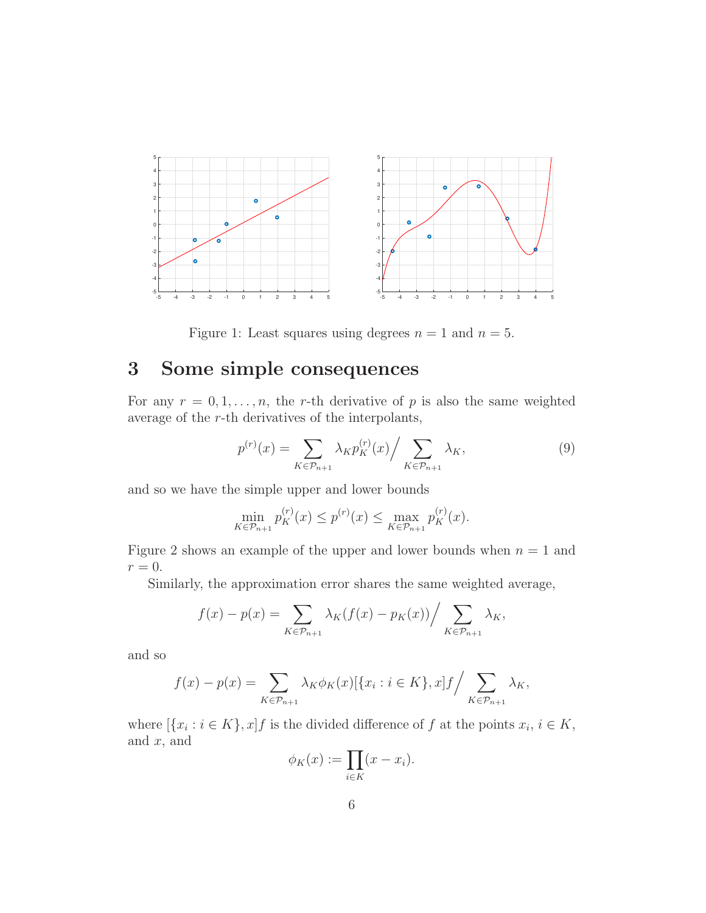5
4
3
2
1
0
-1
-2
-3
-4
-5
-5 -4 -3 -2 -1 0 1 2 3 4 5

5
4
3
2
1
0
-1
-2
-3
-4
-5
-5 -4 -3 -2 -1 0 1 2 3 4 5

Figure 1: Least squares using degrees $n = 1$ and $n = 5$.

## 3 Some simple consequences

For any $r = 0, 1, \dots, n$, the $r$-th derivative of $p$ is also the same weighted average of the $r$-th derivatives of the interpolants,

$$p^{(r)}(x) = \sum_{K \in \mathcal{P}_{n+1}} \lambda_K p_K^{(r)}(x) \Big/ \sum_{K \in \mathcal{P}_{n+1}} \lambda_K, \tag{9}$$

and so we have the simple upper and lower bounds

$$\min_{K \in \mathcal{P}_{n+1}} p_K^{(r)}(x) \leq p^{(r)}(x) \leq \max_{K \in \mathcal{P}_{n+1}} p_K^{(r)}(x).$$

Figure 2 shows an example of the upper and lower bounds when $n = 1$ and $r = 0$.

Similarly, the approximation error shares the same weighted average,

$$f(x) - p(x) = \sum_{K \in \mathcal{P}_{n+1}} \lambda_K (f(x) - p_K(x)) \Big/ \sum_{K \in \mathcal{P}_{n+1}} \lambda_K,$$

and so

$$f(x) - p(x) = \sum_{K \in \mathcal{P}_{n+1}} \lambda_K \phi_K(x) [\{x_i : i \in K\}, x] f \Big/ \sum_{K \in \mathcal{P}_{n+1}} \lambda_K,$$

where $[\{x_i : i \in K\}, x]f$ is the divided difference of $f$ at the points $x_i$, $i \in K$, and $x$, and

$$\phi_K(x) := \prod_{i \in K} (x - x_i).$$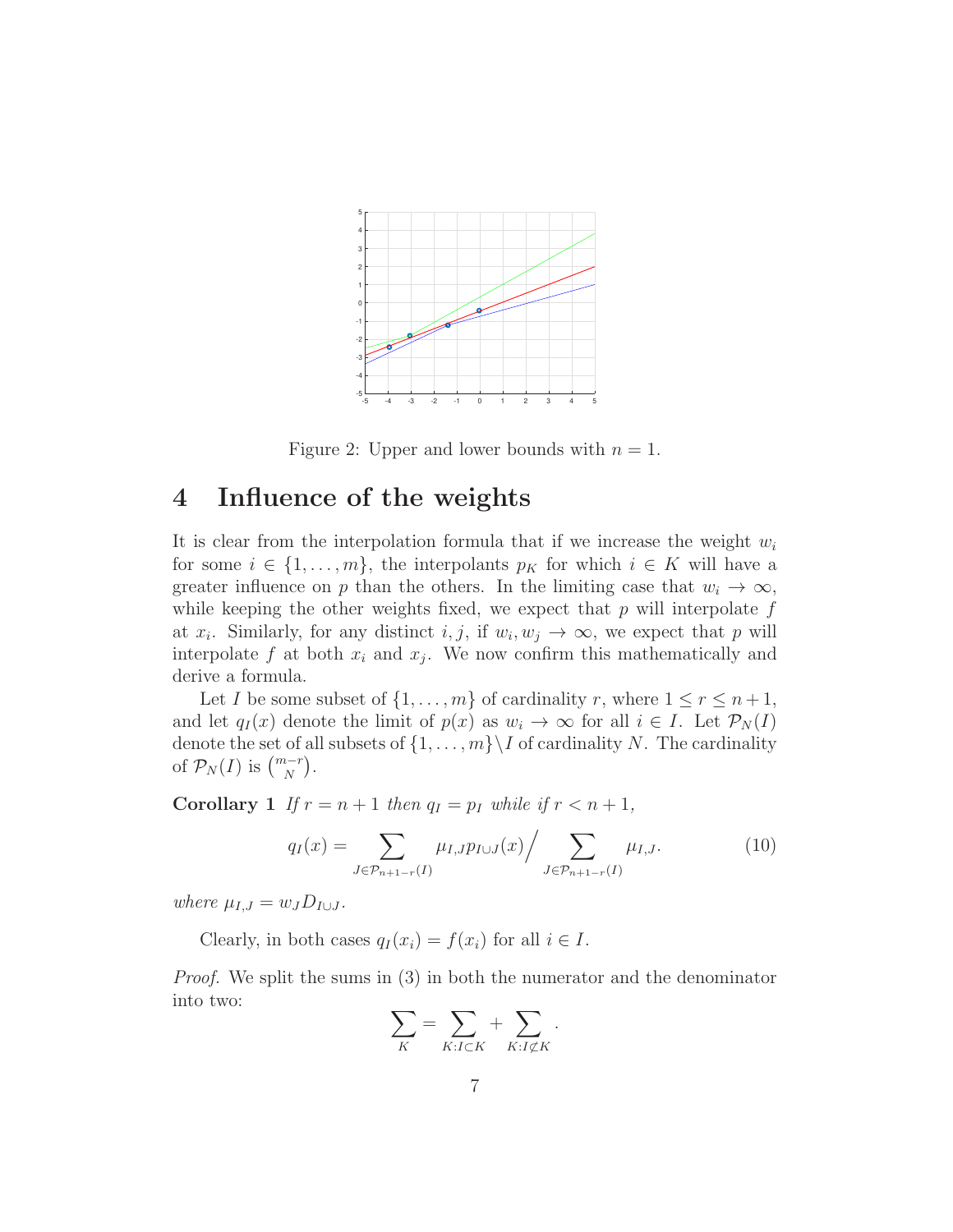5
4
3
2
1
0
-1
-2
-3
-4
-5

-5 -4 -3 -2 -1 0 1 2 3 4 5

Figure 2: Upper and lower bounds with $n = 1$.

# 4 Influence of the weights

It is clear from the interpolation formula that if we increase the weight $w_i$ for some $i \in \{1, \ldots, m\}$, the interpolants $p_K$ for which $i \in K$ will have a greater influence on $p$ than the others. In the limiting case that $w_i \to \infty$, while keeping the other weights fixed, we expect that $p$ will interpolate $f$ at $x_i$. Similarly, for any distinct $i, j$, if $w_i, w_j \to \infty$, we expect that $p$ will interpolate $f$ at both $x_i$ and $x_j$. We now confirm this mathematically and derive a formula.

Let $I$ be some subset of $\{1, \ldots, m\}$ of cardinality $r$, where $1 \leq r \leq n+1$, and let $q_I(x)$ denote the limit of $p(x)$ as $w_i \to \infty$ for all $i \in I$. Let $\mathcal{P}_N(I)$ denote the set of all subsets of $\{1, \ldots, m\} \backslash I$ of cardinality $N$. The cardinality of $\mathcal{P}_N(I)$ is $\binom{m-r}{N}$.

**Corollary 1** *If $r = n+1$ then $q_I = p_I$ while if $r < n+1$,*

$$q_I(x) = \sum_{J \in \mathcal{P}_{n+1-r}(I)} \mu_{I,J} p_{I \cup J}(x) \Big/ \sum_{J \in \mathcal{P}_{n+1-r}(I)} \mu_{I,J}. \tag{10}$$

*where $\mu_{I,J} = w_J D_{I \cup J}$.*

Clearly, in both cases $q_I(x_i) = f(x_i)$ for all $i \in I$.

*Proof.* We split the sums in (3) in both the numerator and the denominator into two:

$$\sum_K = \sum_{K : I \subset K} + \sum_{K : I \not\subset K}.$$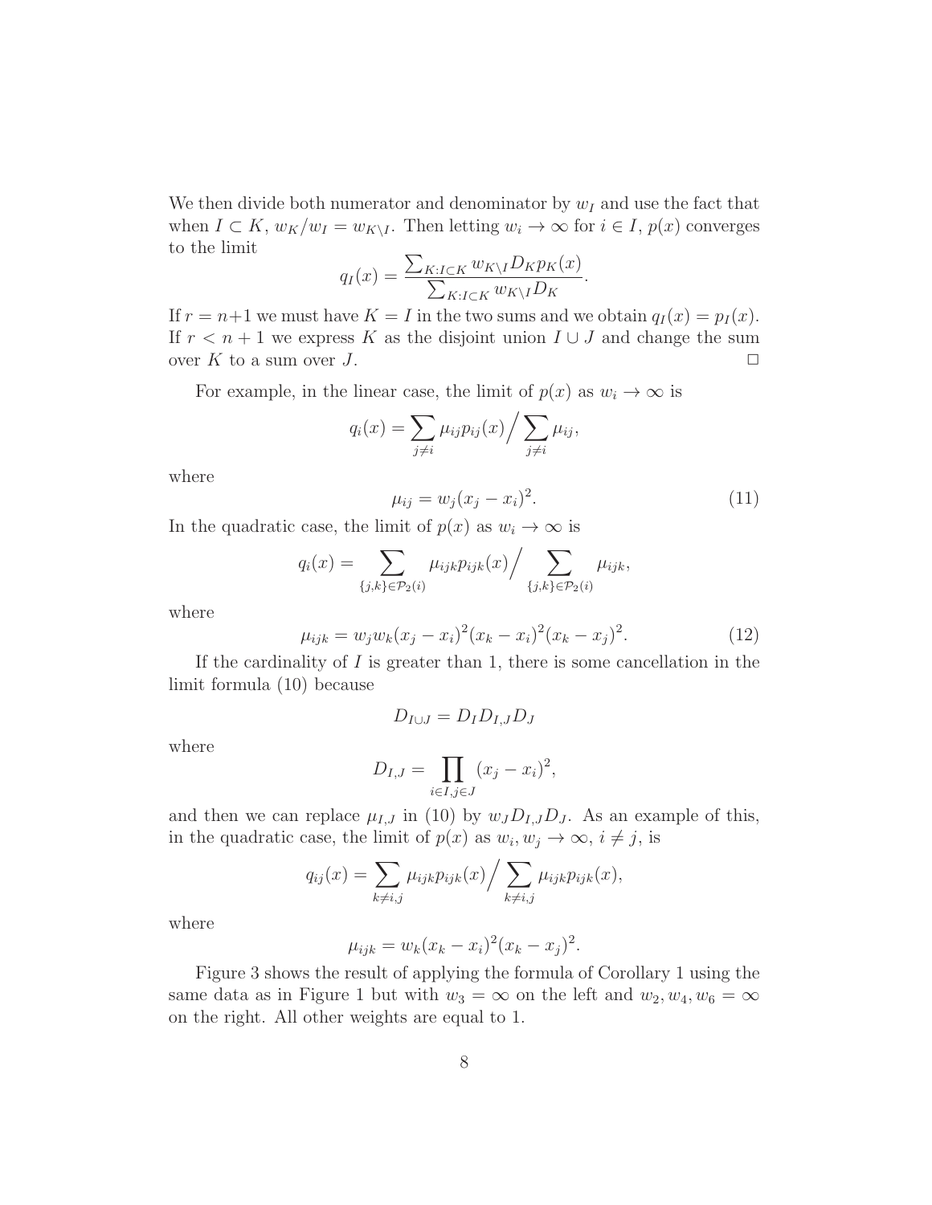We then divide both numerator and denominator by $w_I$ and use the fact that when $I \subset K$, $w_K/w_I = w_{K\setminus I}$. Then letting $w_i \to \infty$ for $i \in I$, $p(x)$ converges to the limit

$$q_I(x) = \frac{\sum_{K:I\subset K} w_{K\setminus I} D_K p_K(x)}{\sum_{K:I\subset K} w_{K\setminus I} D_K}.$$

If $r = n+1$ we must have $K = I$ in the two sums and we obtain $q_I(x) = p_I(x)$. If $r < n+1$ we express $K$ as the disjoint union $I \cup J$ and change the sum over $K$ to a sum over $J$. $\square$

For example, in the linear case, the limit of $p(x)$ as $w_i \to \infty$ is

$$q_i(x) = \sum_{j\neq i} \mu_{ij} p_{ij}(x) \Big/ \sum_{j\neq i} \mu_{ij},$$

where

$$\mu_{ij} = w_j (x_j - x_i)^2. \tag{11}$$

In the quadratic case, the limit of $p(x)$ as $w_i \to \infty$ is

$$q_i(x) = \sum_{\{j,k\}\in \mathcal{P}_2(i)} \mu_{ijk} p_{ijk}(x) \Big/ \sum_{\{j,k\}\in \mathcal{P}_2(i)} \mu_{ijk},$$

where

$$\mu_{ijk} = w_j w_k (x_j - x_i)^2 (x_k - x_i)^2 (x_k - x_j)^2. \tag{12}$$

If the cardinality of $I$ is greater than 1, there is some cancellation in the limit formula (10) because

$$D_{I\cup J} = D_I D_{I,J} D_J$$

where

$$D_{I,J} = \prod_{i\in I, j\in J} (x_j - x_i)^2,$$

and then we can replace $\mu_{I,J}$ in (10) by $w_J D_{I,J} D_J$. As an example of this, in the quadratic case, the limit of $p(x)$ as $w_i, w_j \to \infty$, $i \neq j$, is

$$q_{ij}(x) = \sum_{k\neq i,j} \mu_{ijk} p_{ijk}(x) \Big/ \sum_{k\neq i,j} \mu_{ijk} p_{ijk}(x),$$

where

$$\mu_{ijk} = w_k (x_k - x_i)^2 (x_k - x_j)^2.$$

Figure 3 shows the result of applying the formula of Corollary 1 using the same data as in Figure 1 but with $w_3 = \infty$ on the left and $w_2, w_4, w_6 = \infty$ on the right. All other weights are equal to 1.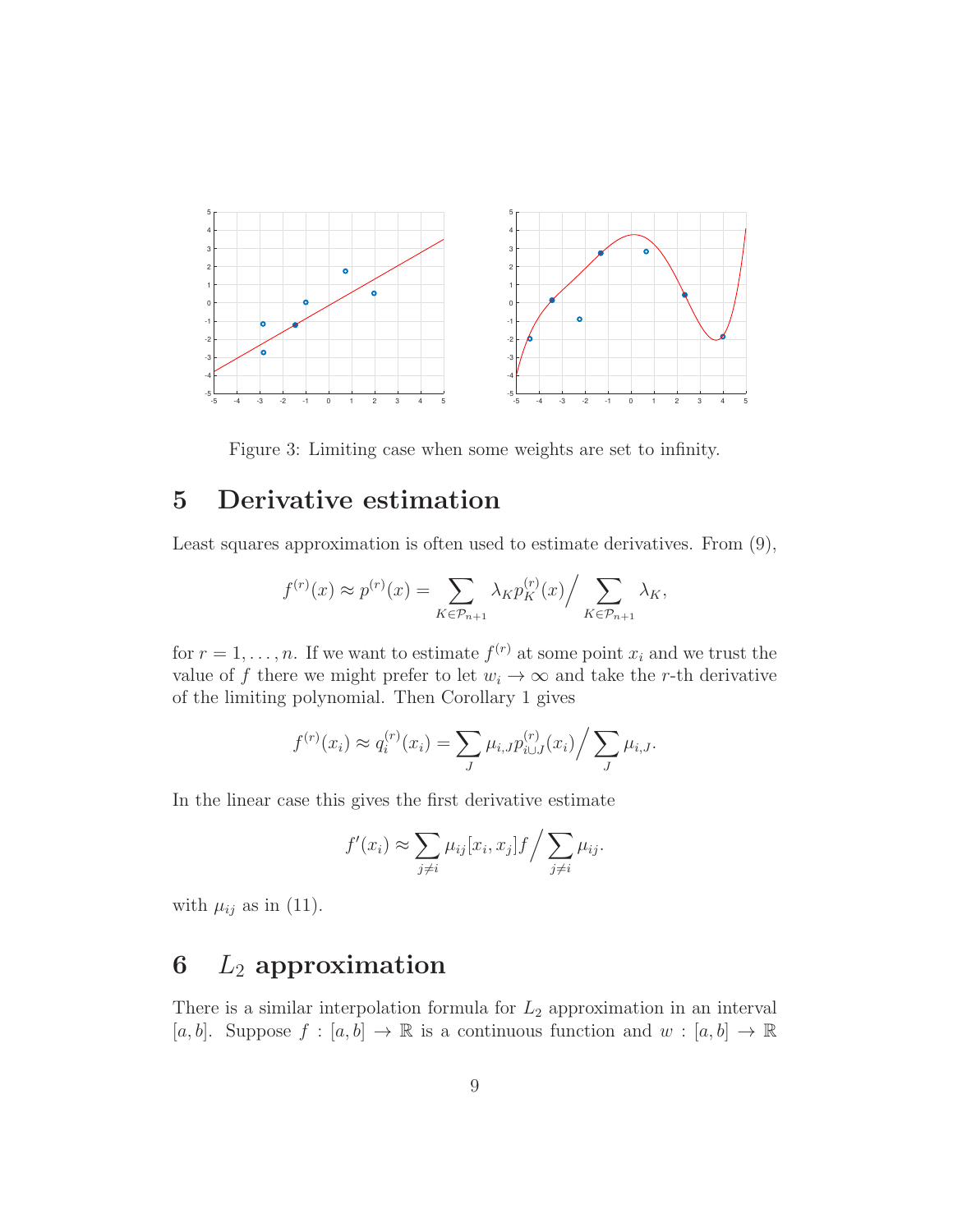5
4
3
2
1
0
-1
-2
-3
-4
-5
-5 -4 -3 -2 -1 0 1 2 3 4 5

5
4
3
2
1
0
-1
-2
-3
-4
-5
-5 -4 -3 -2 -1 0 1 2 3 4 5

Figure 3: Limiting case when some weights are set to infinity.

## 5 Derivative estimation

Least squares approximation is often used to estimate derivatives. From (9),

$$f^{(r)}(x) \approx p^{(r)}(x) = \sum_{K \in \mathcal{P}_{n+1}} \lambda_K p_K^{(r)}(x) \Big/ \sum_{K \in \mathcal{P}_{n+1}} \lambda_K,$$

for $r = 1, \ldots, n$. If we want to estimate $f^{(r)}$ at some point $x_i$ and we trust the value of $f$ there we might prefer to let $w_i \to \infty$ and take the $r$-th derivative of the limiting polynomial. Then Corollary 1 gives

$$f^{(r)}(x_i) \approx q_i^{(r)}(x_i) = \sum_J \mu_{i,J} p_{i \cup J}^{(r)}(x_i) \Big/ \sum_J \mu_{i,J}.$$

In the linear case this gives the first derivative estimate

$$f'(x_i) \approx \sum_{j \neq i} \mu_{ij} [x_i, x_j] f \Big/ \sum_{j \neq i} \mu_{ij}.$$

with $\mu_{ij}$ as in (11).

## 6 $L_2$ approximation

There is a similar interpolation formula for $L_2$ approximation in an interval $[a, b]$. Suppose $f : [a, b] \to \mathbb{R}$ is a continuous function and $w : [a, b] \to \mathbb{R}$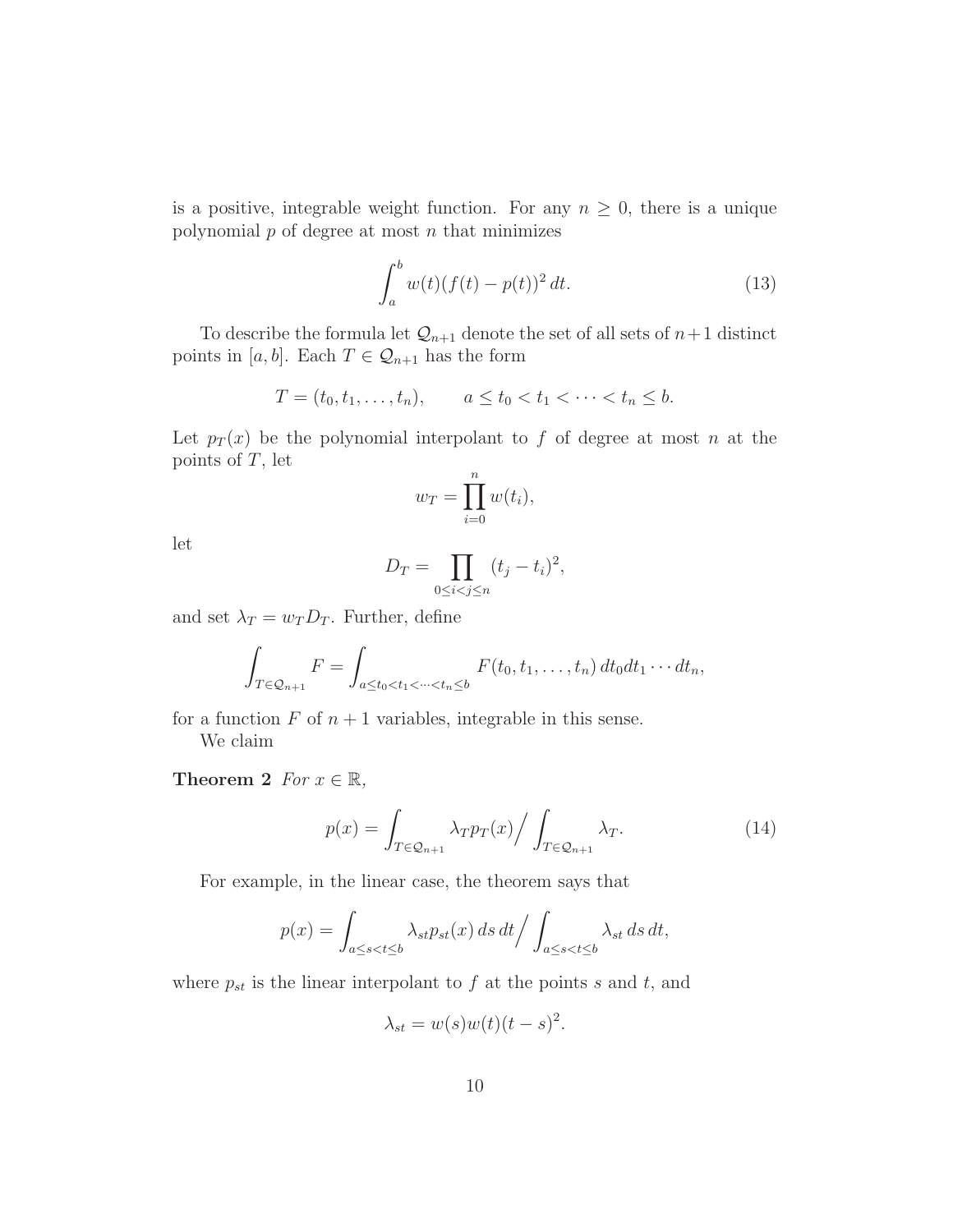is a positive, integrable weight function. For any $n \geq 0$, there is a unique polynomial $p$ of degree at most $n$ that minimizes

$$\int_a^b w(t)(f(t) - p(t))^2 \, dt. \tag{13}$$

To describe the formula let $\mathcal{Q}_{n+1}$ denote the set of all sets of $n+1$ distinct points in $[a, b]$. Each $T \in \mathcal{Q}_{n+1}$ has the form

$$T = (t_0, t_1, \ldots, t_n), \qquad a \leq t_0 < t_1 < \cdots < t_n \leq b.$$

Let $p_T(x)$ be the polynomial interpolant to $f$ of degree at most $n$ at the points of $T$, let

$$w_T = \prod_{i=0}^{n} w(t_i),$$

let

$$D_T = \prod_{0 \leq i < j \leq n} (t_j - t_i)^2,$$

and set $\lambda_T = w_T D_T$. Further, define

$$\int_{T \in \mathcal{Q}_{n+1}} F = \int_{a \leq t_0 < t_1 < \cdots < t_n \leq b} F(t_0, t_1, \ldots, t_n) \, dt_0 dt_1 \cdots dt_n,$$

for a function $F$ of $n+1$ variables, integrable in this sense.

We claim

**Theorem 2** *For* $x \in \mathbb{R}$,

$$p(x) = \int_{T \in \mathcal{Q}_{n+1}} \lambda_T p_T(x) \Big/ \int_{T \in \mathcal{Q}_{n+1}} \lambda_T. \tag{14}$$

For example, in the linear case, the theorem says that

$$p(x) = \int_{a \leq s < t \leq b} \lambda_{st} p_{st}(x) \, ds \, dt \Big/ \int_{a \leq s < t \leq b} \lambda_{st} \, ds \, dt,$$

where $p_{st}$ is the linear interpolant to $f$ at the points $s$ and $t$, and

$$\lambda_{st} = w(s)w(t)(t - s)^2.$$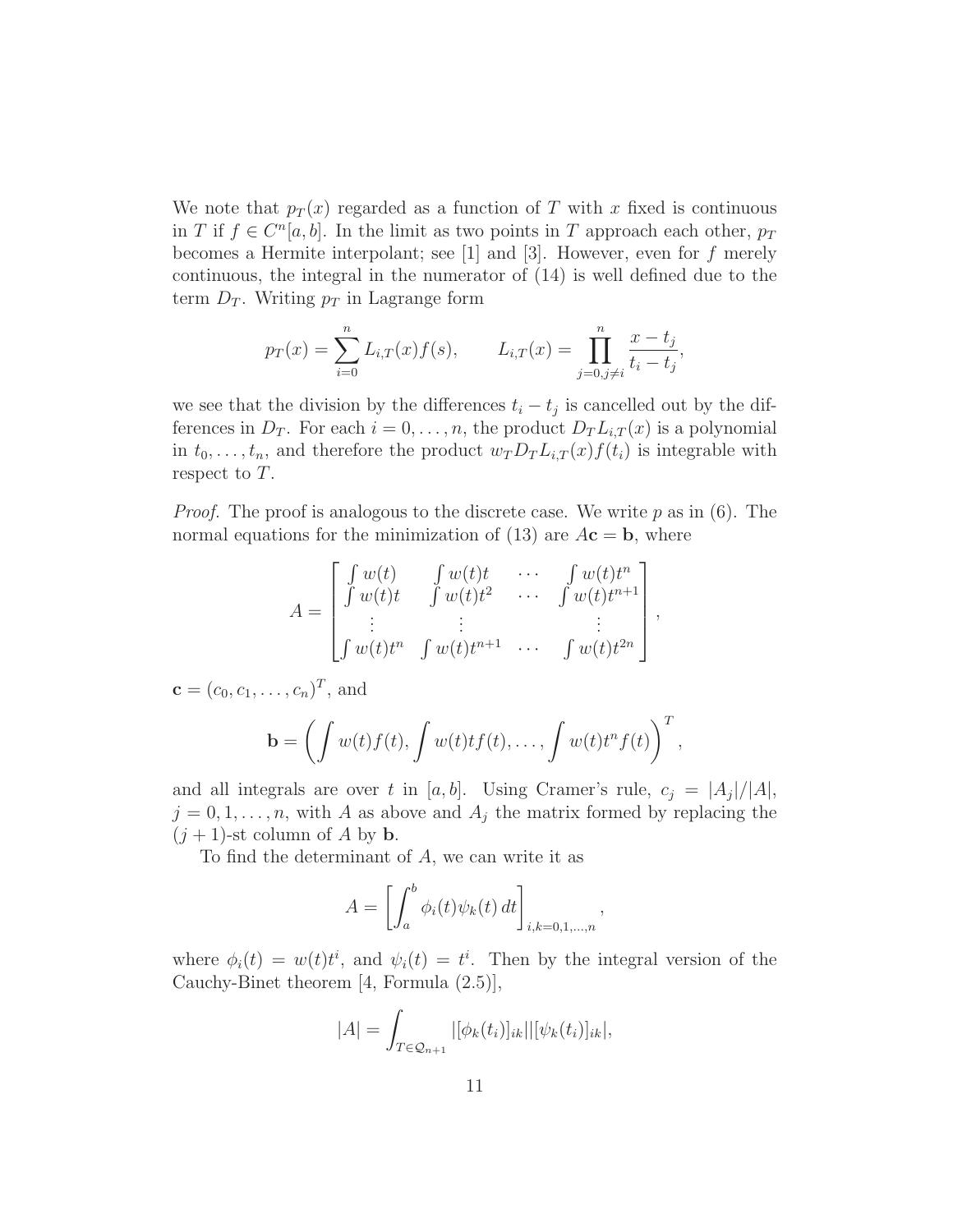We note that $p_T(x)$ regarded as a function of $T$ with $x$ fixed is continuous in $T$ if $f \in C^n[a,b]$. In the limit as two points in $T$ approach each other, $p_T$ becomes a Hermite interpolant; see [1] and [3]. However, even for $f$ merely continuous, the integral in the numerator of (14) is well defined due to the term $D_T$. Writing $p_T$ in Lagrange form

$$p_T(x) = \sum_{i=0}^{n} L_{i,T}(x) f(s), \qquad L_{i,T}(x) = \prod_{j=0, j\neq i}^{n} \frac{x - t_j}{t_i - t_j},$$

we see that the division by the differences $t_i - t_j$ is cancelled out by the differences in $D_T$. For each $i = 0, \dots, n$, the product $D_T L_{i,T}(x)$ is a polynomial in $t_0, \dots, t_n$, and therefore the product $w_T D_T L_{i,T}(x) f(t_i)$ is integrable with respect to $T$.

*Proof.* The proof is analogous to the discrete case. We write $p$ as in (6). The normal equations for the minimization of (13) are $A\mathbf{c} = \mathbf{b}$, where

$$A = \begin{bmatrix} \int w(t) & \int w(t)t & \cdots & \int w(t)t^n \\ \int w(t)t & \int w(t)t^2 & \cdots & \int w(t)t^{n+1} \\ \vdots & \vdots & & \vdots \\ \int w(t)t^n & \int w(t)t^{n+1} & \cdots & \int w(t)t^{2n} \end{bmatrix},$$

$\mathbf{c} = (c_0, c_1, \dots, c_n)^T$, and

$$\mathbf{b} = \left( \int w(t)f(t), \int w(t)tf(t), \dots, \int w(t)t^n f(t) \right)^T,$$

and all integrals are over $t$ in $[a,b]$. Using Cramer's rule, $c_j = |A_j|/|A|$, $j = 0, 1, \dots, n$, with $A$ as above and $A_j$ the matrix formed by replacing the $(j+1)$-st column of $A$ by $\mathbf{b}$.

To find the determinant of $A$, we can write it as

$$A = \left[ \int_a^b \phi_i(t)\psi_k(t)\, dt \right]_{i,k=0,1,\dots,n},$$

where $\phi_i(t) = w(t)t^i$, and $\psi_i(t) = t^i$. Then by the integral version of the Cauchy-Binet theorem [4, Formula (2.5)],

$$|A| = \int_{T \in \mathcal{Q}_{n+1}} |[\phi_k(t_i)]_{ik}||[\psi_k(t_i)]_{ik}|,$$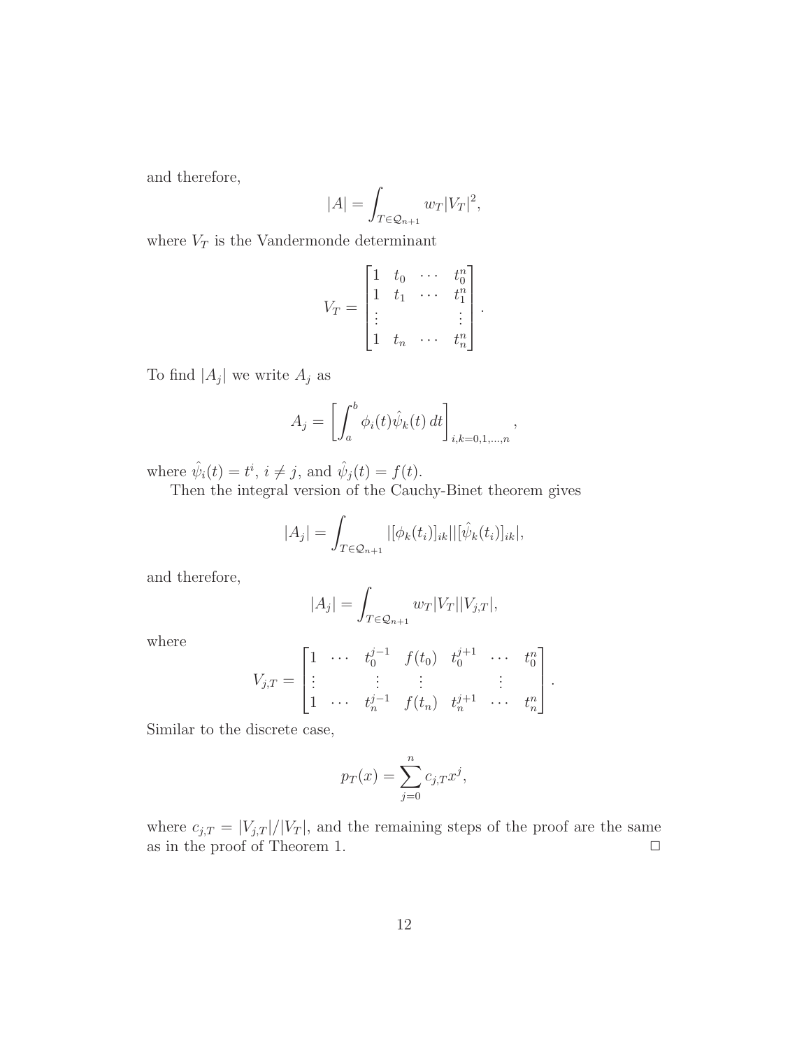and therefore,

$$|A| = \int_{T \in \mathcal{Q}_{n+1}} w_T |V_T|^2,$$

where $V_T$ is the Vandermonde determinant

$$V_T = \begin{bmatrix} 1 & t_0 & \cdots & t_0^n \\ 1 & t_1 & \cdots & t_1^n \\ \vdots & & & \vdots \\ 1 & t_n & \cdots & t_n^n \end{bmatrix}.$$

To find $|A_j|$ we write $A_j$ as

$$A_j = \left[ \int_a^b \phi_i(t) \hat{\psi}_k(t)\, dt \right]_{i,k=0,1,\ldots,n},$$

where $\hat{\psi}_i(t) = t^i$, $i \neq j$, and $\hat{\psi}_j(t) = f(t)$.

Then the integral version of the Cauchy-Binet theorem gives

$$|A_j| = \int_{T \in \mathcal{Q}_{n+1}} |[\phi_k(t_i)]_{ik}| |[\hat{\psi}_k(t_i)]_{ik}|,$$

and therefore,

$$|A_j| = \int_{T \in \mathcal{Q}_{n+1}} w_T |V_T| |V_{j,T}|,$$

where

$$V_{j,T} = \begin{bmatrix} 1 & \cdots & t_0^{j-1} & f(t_0) & t_0^{j+1} & \cdots & t_0^n \\ \vdots & & \vdots & \vdots & & \vdots & \\ 1 & \cdots & t_n^{j-1} & f(t_n) & t_n^{j+1} & \cdots & t_n^n \end{bmatrix}.$$

Similar to the discrete case,

$$p_T(x) = \sum_{j=0}^{n} c_{j,T} x^j,$$

where $c_{j,T} = |V_{j,T}|/|V_T|$, and the remaining steps of the proof are the same as in the proof of Theorem 1. $\square$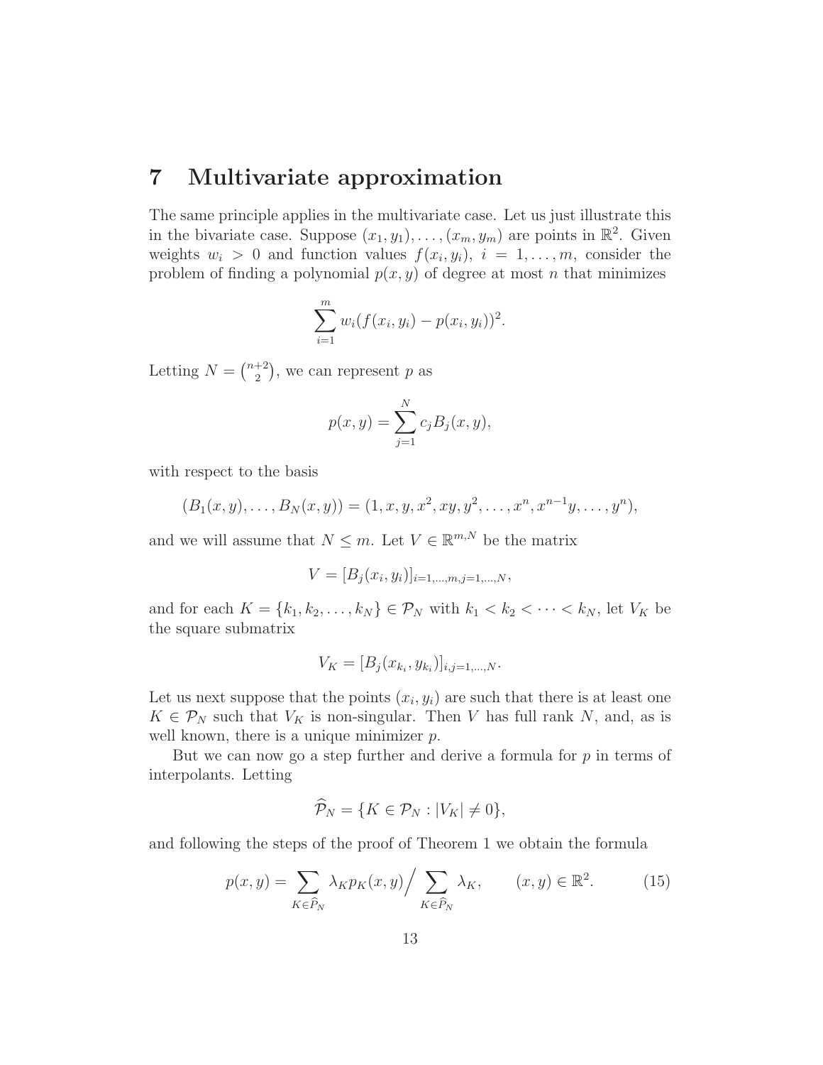## 7 Multivariate approximation

The same principle applies in the multivariate case. Let us just illustrate this in the bivariate case. Suppose $(x_1, y_1), \dots, (x_m, y_m)$ are points in $\mathbb{R}^2$. Given weights $w_i > 0$ and function values $f(x_i, y_i)$, $i = 1, \dots, m$, consider the problem of finding a polynomial $p(x, y)$ of degree at most $n$ that minimizes

$$\sum_{i=1}^{m} w_i (f(x_i, y_i) - p(x_i, y_i))^2.$$

Letting $N = \binom{n+2}{2}$, we can represent $p$ as

$$p(x, y) = \sum_{j=1}^{N} c_j B_j(x, y),$$

with respect to the basis

$$(B_1(x, y), \dots, B_N(x, y)) = (1, x, y, x^2, xy, y^2, \dots, x^n, x^{n-1}y, \dots, y^n),$$

and we will assume that $N \leq m$. Let $V \in \mathbb{R}^{m,N}$ be the matrix

$$V = [B_j(x_i, y_i)]_{i=1,\dots,m, j=1,\dots,N},$$

and for each $K = \{k_1, k_2, \dots, k_N\} \in \mathcal{P}_N$ with $k_1 < k_2 < \cdots < k_N$, let $V_K$ be the square submatrix

$$V_K = [B_j(x_{k_i}, y_{k_i})]_{i,j=1,\dots,N}.$$

Let us next suppose that the points $(x_i, y_i)$ are such that there is at least one $K \in \mathcal{P}_N$ such that $V_K$ is non-singular. Then $V$ has full rank $N$, and, as is well known, there is a unique minimizer $p$.

But we can now go a step further and derive a formula for $p$ in terms of interpolants. Letting

$$\widehat{\mathcal{P}}_N = \{K \in \mathcal{P}_N : |V_K| \neq 0\},$$

and following the steps of the proof of Theorem 1 we obtain the formula

$$p(x, y) = \sum_{K \in \widehat{\mathcal{P}}_N} \lambda_K p_K(x, y) \Big/ \sum_{K \in \widehat{\mathcal{P}}_N} \lambda_K, \qquad (x, y) \in \mathbb{R}^2. \tag{15}$$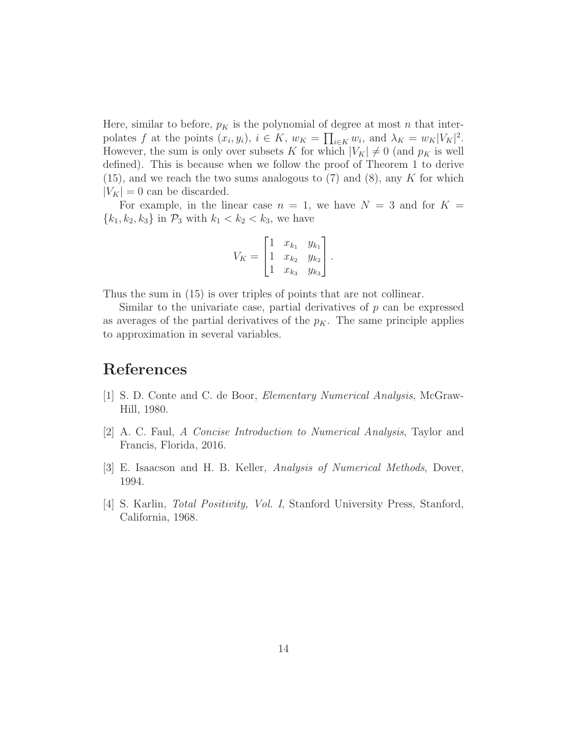Here, similar to before, $p_K$ is the polynomial of degree at most $n$ that interpolates $f$ at the points $(x_i, y_i)$, $i \in K$, $w_K = \prod_{i \in K} w_i$, and $\lambda_K = w_K |V_K|^2$. However, the sum is only over subsets $K$ for which $|V_K| \neq 0$ (and $p_K$ is well defined). This is because when we follow the proof of Theorem 1 to derive (15), and we reach the two sums analogous to (7) and (8), any $K$ for which $|V_K| = 0$ can be discarded.

For example, in the linear case $n = 1$, we have $N = 3$ and for $K = \{k_1, k_2, k_3\}$ in $\mathcal{P}_3$ with $k_1 < k_2 < k_3$, we have

$$V_K = \begin{bmatrix} 1 & x_{k_1} & y_{k_1} \\ 1 & x_{k_2} & y_{k_2} \\ 1 & x_{k_3} & y_{k_3} \end{bmatrix}.$$

Thus the sum in (15) is over triples of points that are not collinear.

Similar to the univariate case, partial derivatives of $p$ can be expressed as averages of the partial derivatives of the $p_K$. The same principle applies to approximation in several variables.

# References

[1] S. D. Conte and C. de Boor, *Elementary Numerical Analysis*, McGraw-Hill, 1980.

[2] A. C. Faul, *A Concise Introduction to Numerical Analysis*, Taylor and Francis, Florida, 2016.

[3] E. Isaacson and H. B. Keller, *Analysis of Numerical Methods*, Dover, 1994.

[4] S. Karlin, *Total Positivity, Vol. I*, Stanford University Press, Stanford, California, 1968.